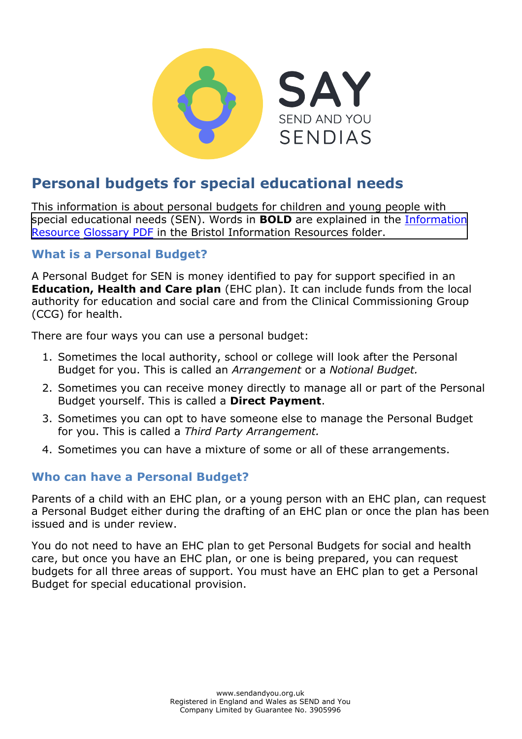# Personal budgets for special educational needs

This information is about personal budgets for children and young people with special educational needs (SEN). Words in **BOLD** are explained in the Information Resource Glossary PDF in the Bristol Information Resources folder.

## What is a Personal Budget?

A Personal Budget for SEN is money identified to pay for support specified in an **Education, Health and Care plan** (EHC plan). It can include funds from the local authority for education and social care and from the Clinical Commissioning Group (CCG) for health.

There are four ways you can use a personal budget:

1. Sometimes the local authority, school or college will look after the Personal Budget for you. This is called an *Arrangement* or a *Notional Budget.*
2. Sometimes you can receive money directly to manage all or part of the Personal Budget yourself. This is called a **Direct Payment**.
3. Sometimes you can opt to have someone else to manage the Personal Budget for you. This is called a *Third Party Arrangement.*
4. Sometimes you can have a mixture of some or all of these arrangements.

## Who can have a Personal Budget?

Parents of a child with an EHC plan, or a young person with an EHC plan, can request a Personal Budget either during the drafting of an EHC plan or once the plan has been issued and is under review.

You do not need to have an EHC plan to get Personal Budgets for social and health care, but once you have an EHC plan, or one is being prepared, you can request budgets for all three areas of support. You must have an EHC plan to get a Personal Budget for special educational provision.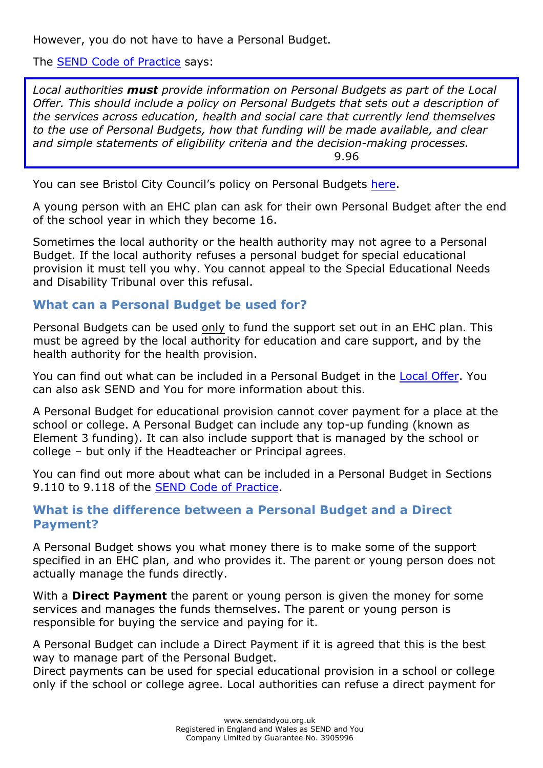However, you do not have to have a Personal Budget.

The SEND Code of Practice says:

> *Local authorities **must** provide information on Personal Budgets as part of the Local Offer. This should include a policy on Personal Budgets that sets out a description of the services across education, health and social care that currently lend themselves to the use of Personal Budgets, how that funding will be made available, and clear and simple statements of eligibility criteria and the decision-making processes.*
>
> 9.96

You can see Bristol City Council's policy on Personal Budgets here.

A young person with an EHC plan can ask for their own Personal Budget after the end of the school year in which they become 16.

Sometimes the local authority or the health authority may not agree to a Personal Budget. If the local authority refuses a personal budget for special educational provision it must tell you why. You cannot appeal to the Special Educational Needs and Disability Tribunal over this refusal.

### What can a Personal Budget be used for?

Personal Budgets can be used only to fund the support set out in an EHC plan. This must be agreed by the local authority for education and care support, and by the health authority for the health provision.

You can find out what can be included in a Personal Budget in the Local Offer. You can also ask SEND and You for more information about this.

A Personal Budget for educational provision cannot cover payment for a place at the school or college. A Personal Budget can include any top-up funding (known as Element 3 funding). It can also include support that is managed by the school or college – but only if the Headteacher or Principal agrees.

You can find out more about what can be included in a Personal Budget in Sections 9.110 to 9.118 of the SEND Code of Practice.

### What is the difference between a Personal Budget and a Direct Payment?

A Personal Budget shows you what money there is to make some of the support specified in an EHC plan, and who provides it. The parent or young person does not actually manage the funds directly.

With a **Direct Payment** the parent or young person is given the money for some services and manages the funds themselves. The parent or young person is responsible for buying the service and paying for it.

A Personal Budget can include a Direct Payment if it is agreed that this is the best way to manage part of the Personal Budget.
Direct payments can be used for special educational provision in a school or college only if the school or college agree. Local authorities can refuse a direct payment for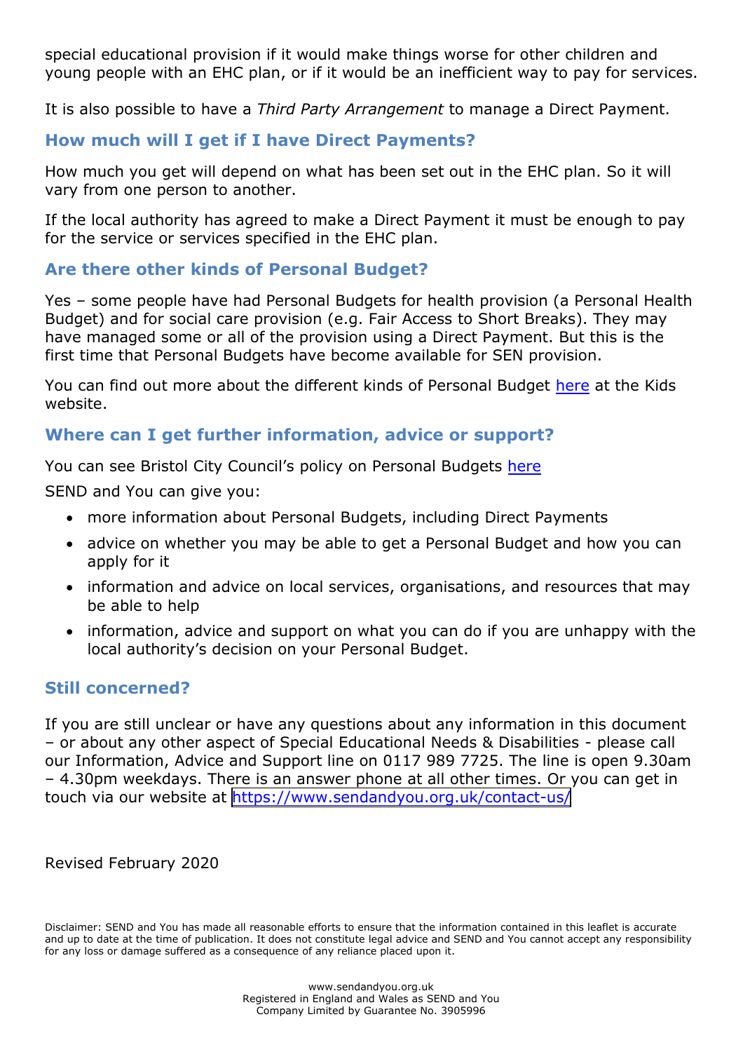special educational provision if it would make things worse for other children and young people with an EHC plan, or if it would be an inefficient way to pay for services.

It is also possible to have a *Third Party Arrangement* to manage a Direct Payment.

## How much will I get if I have Direct Payments?

How much you get will depend on what has been set out in the EHC plan. So it will vary from one person to another.

If the local authority has agreed to make a Direct Payment it must be enough to pay for the service or services specified in the EHC plan.

## Are there other kinds of Personal Budget?

Yes – some people have had Personal Budgets for health provision (a Personal Health Budget) and for social care provision (e.g. Fair Access to Short Breaks). They may have managed some or all of the provision using a Direct Payment. But this is the first time that Personal Budgets have become available for SEN provision.

You can find out more about the different kinds of Personal Budget here at the Kids website.

## Where can I get further information, advice or support?

You can see Bristol City Council's policy on Personal Budgets here

SEND and You can give you:

- more information about Personal Budgets, including Direct Payments
- advice on whether you may be able to get a Personal Budget and how you can apply for it
- information and advice on local services, organisations, and resources that may be able to help
- information, advice and support on what you can do if you are unhappy with the local authority's decision on your Personal Budget.

## Still concerned?

If you are still unclear or have any questions about any information in this document – or about any other aspect of Special Educational Needs & Disabilities - please call our Information, Advice and Support line on 0117 989 7725. The line is open 9.30am – 4.30pm weekdays. There is an answer phone at all other times. Or you can get in touch via our website at https://www.sendandyou.org.uk/contact-us/

Revised February 2020

Disclaimer: SEND and You has made all reasonable efforts to ensure that the information contained in this leaflet is accurate and up to date at the time of publication. It does not constitute legal advice and SEND and You cannot accept any responsibility for any loss or damage suffered as a consequence of any reliance placed upon it.

www.sendandyou.org.uk
Registered in England and Wales as SEND and You
Company Limited by Guarantee No. 3905996